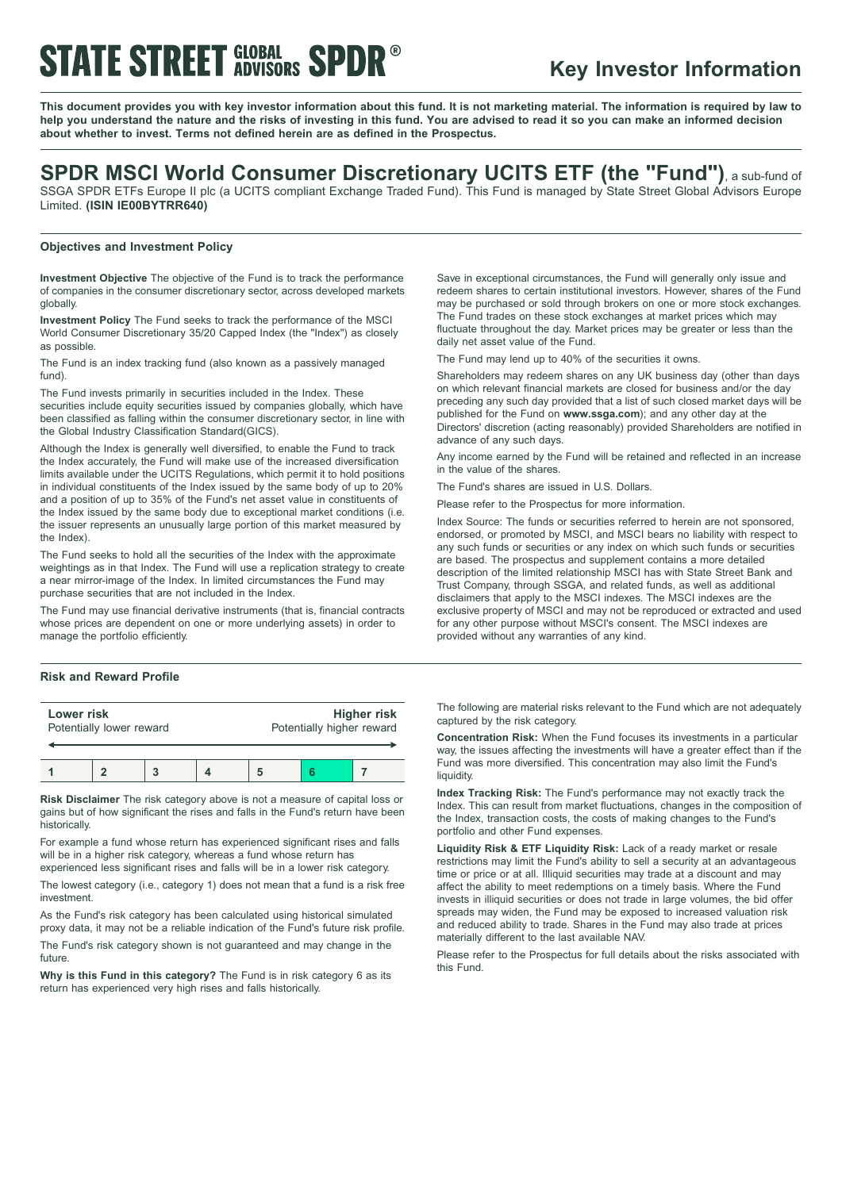# STATE STREET GLOBAL ADVISORS SPDR®

## Key Investor Information

**This document provides you with key investor information about this fund. It is not marketing material. The information is required by law to help you understand the nature and the risks of investing in this fund. You are advised to read it so you can make an informed decision about whether to invest. Terms not defined herein are as defined in the Prospectus.**

# SPDR MSCI World Consumer Discretionary UCITS ETF (the "Fund"), a sub-fund of SSGA SPDR ETFs Europe II plc (a UCITS compliant Exchange Traded Fund). This Fund is managed by State Street Global Advisors Europe Limited. (ISIN IE00BYTRR640)

### Objectives and Investment Policy

**Investment Objective** The objective of the Fund is to track the performance of companies in the consumer discretionary sector, across developed markets globally.

**Investment Policy** The Fund seeks to track the performance of the MSCI World Consumer Discretionary 35/20 Capped Index (the "Index") as closely as possible.

The Fund is an index tracking fund (also known as a passively managed fund).

The Fund invests primarily in securities included in the Index. These securities include equity securities issued by companies globally, which have been classified as falling within the consumer discretionary sector, in line with the Global Industry Classification Standard(GICS).

Although the Index is generally well diversified, to enable the Fund to track the Index accurately, the Fund will make use of the increased diversification limits available under the UCITS Regulations, which permit it to hold positions in individual constituents of the Index issued by the same body of up to 20% and a position of up to 35% of the Fund's net asset value in constituents of the Index issued by the same body due to exceptional market conditions (i.e. the issuer represents an unusually large portion of this market measured by the Index).

The Fund seeks to hold all the securities of the Index with the approximate weightings as in that Index. The Fund will use a replication strategy to create a near mirror-image of the Index. In limited circumstances the Fund may purchase securities that are not included in the Index.

The Fund may use financial derivative instruments (that is, financial contracts whose prices are dependent on one or more underlying assets) in order to manage the portfolio efficiently.

Save in exceptional circumstances, the Fund will generally only issue and redeem shares to certain institutional investors. However, shares of the Fund may be purchased or sold through brokers on one or more stock exchanges. The Fund trades on these stock exchanges at market prices which may fluctuate throughout the day. Market prices may be greater or less than the daily net asset value of the Fund.

The Fund may lend up to 40% of the securities it owns.

Shareholders may redeem shares on any UK business day (other than days on which relevant financial markets are closed for business and/or the day preceding any such day provided that a list of such closed market days will be published for the Fund on **www.ssga.com**); and any other day at the Directors' discretion (acting reasonably) provided Shareholders are notified in advance of any such days.

Any income earned by the Fund will be retained and reflected in an increase in the value of the shares.

The Fund's shares are issued in U.S. Dollars.

Please refer to the Prospectus for more information.

Index Source: The funds or securities referred to herein are not sponsored, endorsed, or promoted by MSCI, and MSCI bears no liability with respect to any such funds or securities or any index on which such funds or securities are based. The prospectus and supplement contains a more detailed description of the limited relationship MSCI has with State Street Bank and Trust Company, through SSGA, and related funds, as well as additional disclaimers that apply to the MSCI indexes. The MSCI indexes are the exclusive property of MSCI and may not be reproduced or extracted and used for any other purpose without MSCI's consent. The MSCI indexes are provided without any warranties of any kind.

### Risk and Reward Profile

| **Lower risk** Potentially lower reward | | | | | | **Higher risk** Potentially higher reward |
|---|---|---|---|---|---|---|
| 1 | 2 | 3 | 4 | 5 | **6** | 7 |

**Risk Disclaimer** The risk category above is not a measure of capital loss or gains but of how significant the rises and falls in the Fund's return have been historically.

For example a fund whose return has experienced significant rises and falls will be in a higher risk category, whereas a fund whose return has experienced less significant rises and falls will be in a lower risk category.

The lowest category (i.e., category 1) does not mean that a fund is a risk free investment.

As the Fund's risk category has been calculated using historical simulated proxy data, it may not be a reliable indication of the Fund's future risk profile.

The Fund's risk category shown is not guaranteed and may change in the future.

**Why is this Fund in this category?** The Fund is in risk category 6 as its return has experienced very high rises and falls historically.

The following are material risks relevant to the Fund which are not adequately captured by the risk category.

**Concentration Risk:** When the Fund focuses its investments in a particular way, the issues affecting the investments will have a greater effect than if the Fund was more diversified. This concentration may also limit the Fund's liquidity.

**Index Tracking Risk:** The Fund's performance may not exactly track the Index. This can result from market fluctuations, changes in the composition of the Index, transaction costs, the costs of making changes to the Fund's portfolio and other Fund expenses.

**Liquidity Risk & ETF Liquidity Risk:** Lack of a ready market or resale restrictions may limit the Fund's ability to sell a security at an advantageous time or price or at all. Illiquid securities may trade at a discount and may affect the ability to meet redemptions on a timely basis. Where the Fund invests in illiquid securities or does not trade in large volumes, the bid offer spreads may widen, the Fund may be exposed to increased valuation risk and reduced ability to trade. Shares in the Fund may also trade at prices materially different to the last available NAV.

Please refer to the Prospectus for full details about the risks associated with this Fund.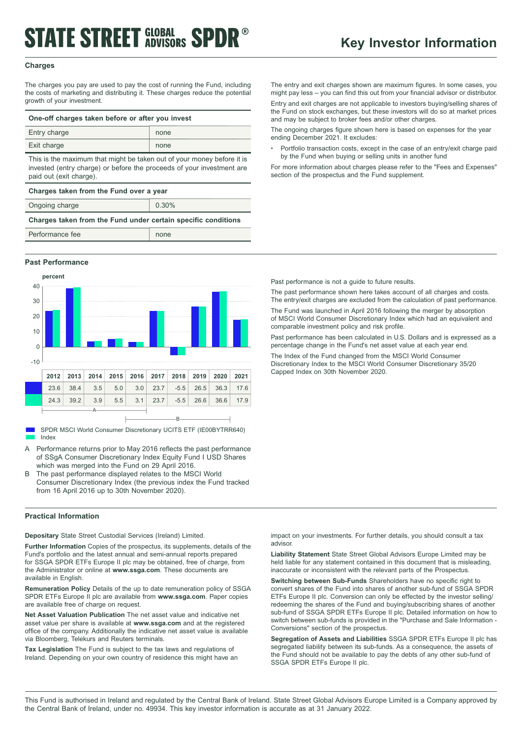## Charges

The charges you pay are used to pay the cost of running the Fund, including the costs of marketing and distributing it. These charges reduce the potential growth of your investment.

| One-off charges taken before or after you invest | |
|---|---|
| Entry charge | none |
| Exit charge | none |

This is the maximum that might be taken out of your money before it is invested (entry charge) or before the proceeds of your investment are paid out (exit charge).

| Charges taken from the Fund over a year | |
|---|---|
| Ongoing charge | 0.30% |

| Charges taken from the Fund under certain specific conditions | |
|---|---|
| Performance fee | none |

The entry and exit charges shown are maximum figures. In some cases, you might pay less – you can find this out from your financial advisor or distributor.

Entry and exit charges are not applicable to investors buying/selling shares of the Fund on stock exchanges, but these investors will do so at market prices and may be subject to broker fees and/or other charges.

The ongoing charges figure shown here is based on expenses for the year ending December 2021. It excludes:

- Portfolio transaction costs, except in the case of an entry/exit charge paid by the Fund when buying or selling units in another fund

For more information about charges please refer to the "Fees and Expenses" section of the prospectus and the Fund supplement.

## Past Performance

percent

40
30
20
10
0
-10

| | 2012 | 2013 | 2014 | 2015 | 2016 | 2017 | 2018 | 2019 | 2020 | 2021 |
|---|---|---|---|---|---|---|---|---|---|---|
| SPDR MSCI World Consumer Discretionary UCITS ETF (IE00BYTRR640) | 23.6 | 38.4 | 3.5 | 5.0 | 3.0 | 23.7 | -5.5 | 26.5 | 36.3 | 17.6 |
| Index | 24.3 | 39.2 | 3.9 | 5.5 | 3.1 | 23.7 | -5.5 | 26.6 | 36.6 | 17.9 |

A
B

SPDR MSCI World Consumer Discretionary UCITS ETF (IE00BYTRR640)
Index

A Performance returns prior to May 2016 reflects the past performance of SSgA Consumer Discretionary Index Equity Fund I USD Shares which was merged into the Fund on 29 April 2016.

B The past performance displayed relates to the MSCI World Consumer Discretionary Index (the previous index the Fund tracked from 16 April 2016 up to 30th November 2020).

Past performance is not a guide to future results.

The past performance shown here takes account of all charges and costs. The entry/exit charges are excluded from the calculation of past performance.

The Fund was launched in April 2016 following the merger by absorption of MSCI World Consumer Discretionary Index which had an equivalent and comparable investment policy and risk profile.

Past performance has been calculated in U.S. Dollars and is expressed as a percentage change in the Fund's net asset value at each year end.

The Index of the Fund changed from the MSCI World Consumer Discretionary Index to the MSCI World Consumer Discretionary 35/20 Capped Index on 30th November 2020.

## Practical Information

**Depositary** State Street Custodial Services (Ireland) Limited.

**Further Information** Copies of the prospectus, its supplements, details of the Fund's portfolio and the latest annual and semi-annual reports prepared for SSGA SPDR ETFs Europe II plc may be obtained, free of charge, from the Administrator or online at **www.ssga.com**. These documents are available in English.

**Remuneration Policy** Details of the up to date remuneration policy of SSGA SPDR ETFs Europe II plc are available from **www.ssga.com**. Paper copies are available free of charge on request.

**Net Asset Valuation Publication** The net asset value and indicative net asset value per share is available at **www.ssga.com** and at the registered office of the company. Additionally the indicative net asset value is available via Bloomberg, Telekurs and Reuters terminals.

**Tax Legislation** The Fund is subject to the tax laws and regulations of Ireland. Depending on your own country of residence this might have an impact on your investments. For further details, you should consult a tax advisor.

**Liability Statement** State Street Global Advisors Europe Limited may be held liable for any statement contained in this document that is misleading, inaccurate or inconsistent with the relevant parts of the Prospectus.

**Switching between Sub-Funds** Shareholders have no specific right to convert shares of the Fund into shares of another sub-fund of SSGA SPDR ETFs Europe II plc. Conversion can only be effected by the investor selling/redeeming the shares of the Fund and buying/subscribing shares of another sub-fund of SSGA SPDR ETFs Europe II plc. Detailed information on how to switch between sub-funds is provided in the "Purchase and Sale Information - Conversions" section of the prospectus.

**Segregation of Assets and Liabilities** SSGA SPDR ETFs Europe II plc has segregated liability between its sub-funds. As a consequence, the assets of the Fund should not be available to pay the debts of any other sub-fund of SSGA SPDR ETFs Europe II plc.

This Fund is authorised in Ireland and regulated by the Central Bank of Ireland. State Street Global Advisors Europe Limited is a Company approved by the Central Bank of Ireland, under no. 49934. This key investor information is accurate as at 31 January 2022.